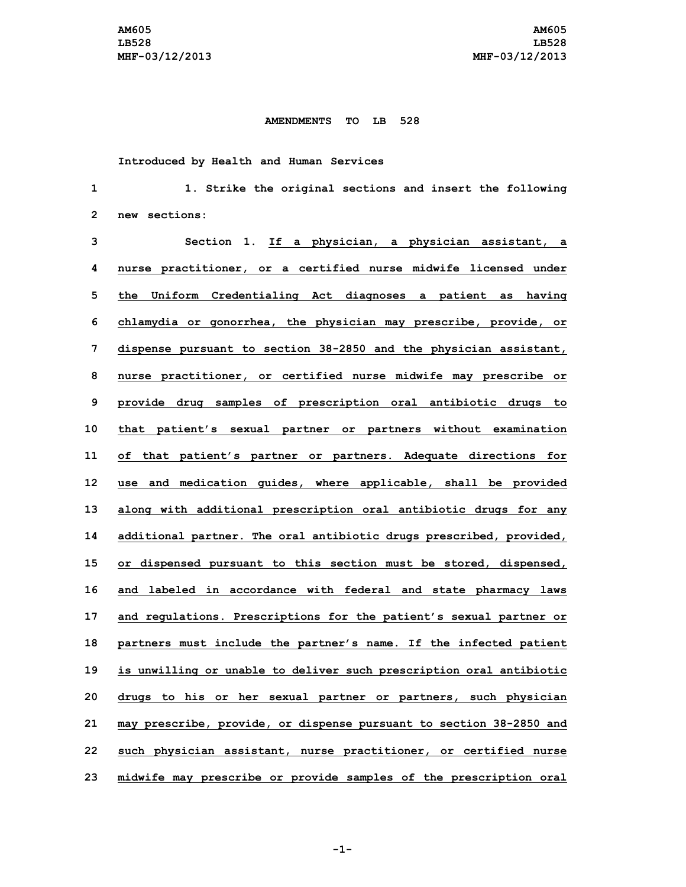**AMENDMENTS TO LB 528**

Introduced by Health and Human Services

1. Strike the original sections and insert the following new sections:

Section 1. If a physician, a physician assistant, a nurse practitioner, or a certified nurse midwife licensed under the Uniform Credentialing Act diagnoses a patient as having chlamydia or gonorrhea, the physician may prescribe, provide, or dispense pursuant to section 38-2850 and the physician assistant, nurse practitioner, or certified nurse midwife may prescribe or provide drug samples of prescription oral antibiotic drugs to that patient's sexual partner or partners without examination of that patient's partner or partners. Adequate directions for use and medication guides, where applicable, shall be provided along with additional prescription oral antibiotic drugs for any additional partner. The oral antibiotic drugs prescribed, provided, or dispensed pursuant to this section must be stored, dispensed, and labeled in accordance with federal and state pharmacy laws and regulations. Prescriptions for the patient's sexual partner or partners must include the partner's name. If the infected patient is unwilling or unable to deliver such prescription oral antibiotic drugs to his or her sexual partner or partners, such physician may prescribe, provide, or dispense pursuant to section 38-2850 and such physician assistant, nurse practitioner, or certified nurse midwife may prescribe or provide samples of the prescription oral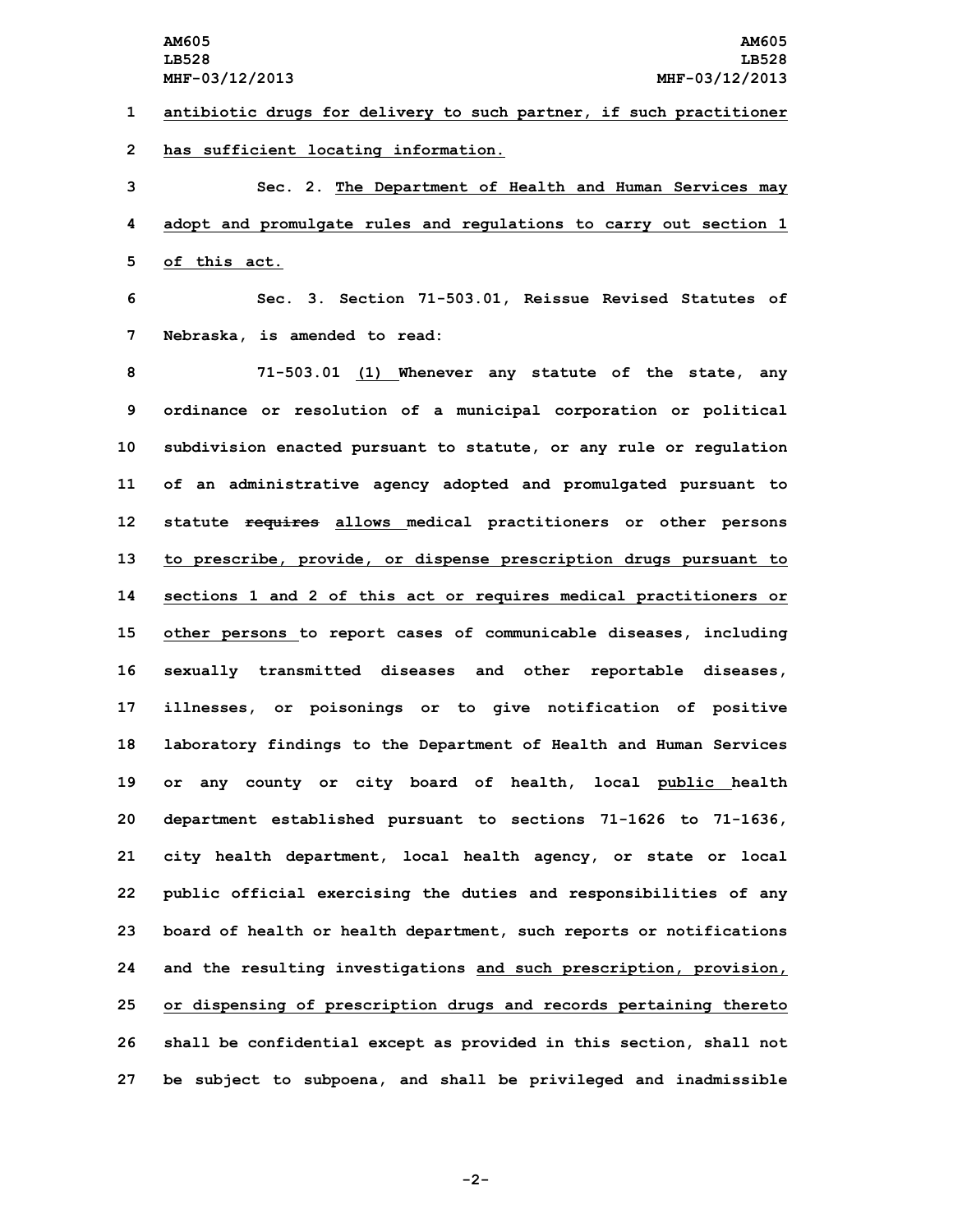antibiotic drugs for delivery to such partner, if such practitioner has sufficient locating information.

Sec. 2. The Department of Health and Human Services may adopt and promulgate rules and regulations to carry out section 1 of this act.

Sec. 3. Section 71-503.01, Reissue Revised Statutes of Nebraska, is amended to read:

71-503.01 (1) Whenever any statute of the state, any ordinance or resolution of a municipal corporation or political subdivision enacted pursuant to statute, or any rule or regulation of an administrative agency adopted and promulgated pursuant to statute ~~requires~~ allows medical practitioners or other persons to prescribe, provide, or dispense prescription drugs pursuant to sections 1 and 2 of this act or requires medical practitioners or other persons to report cases of communicable diseases, including sexually transmitted diseases and other reportable diseases, illnesses, or poisonings or to give notification of positive laboratory findings to the Department of Health and Human Services or any county or city board of health, local public health department established pursuant to sections 71-1626 to 71-1636, city health department, local health agency, or state or local public official exercising the duties and responsibilities of any board of health or health department, such reports or notifications and the resulting investigations and such prescription, provision, or dispensing of prescription drugs and records pertaining thereto shall be confidential except as provided in this section, shall not be subject to subpoena, and shall be privileged and inadmissible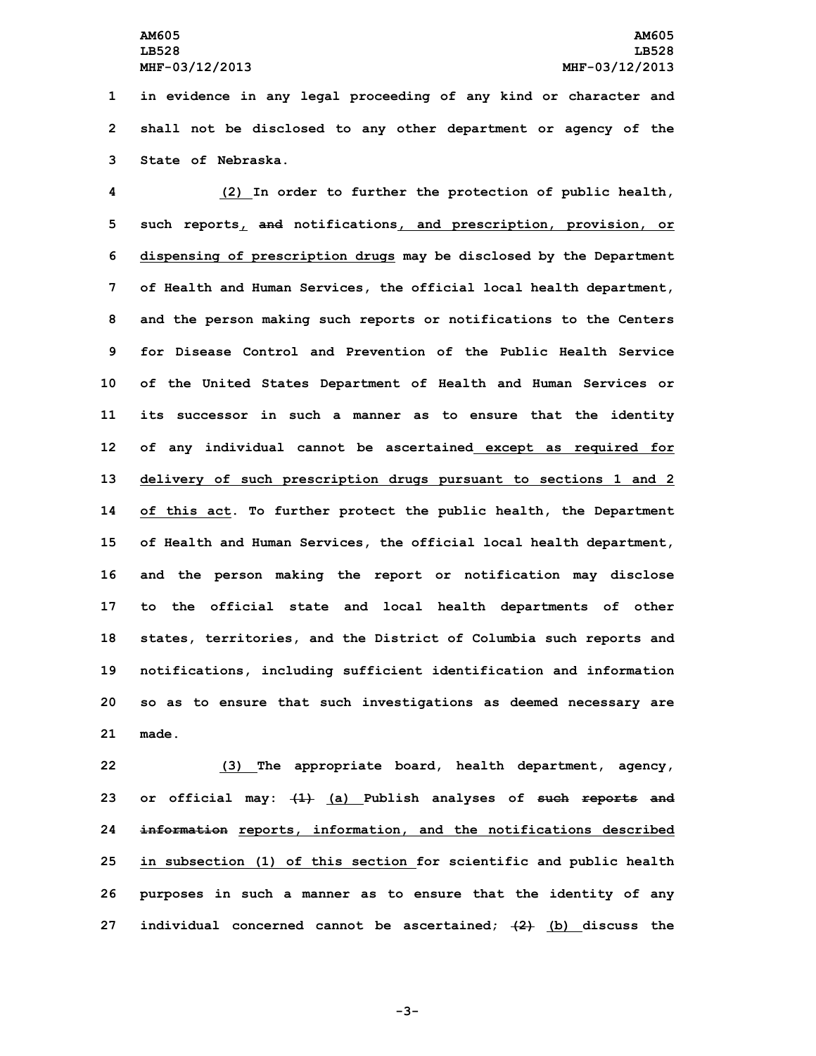in evidence in any legal proceeding of any kind or character and shall not be disclosed to any other department or agency of the State of Nebraska.

(2) In order to further the protection of public health, such reports, ~~and~~ notifications, and prescription, provision, or dispensing of prescription drugs may be disclosed by the Department of Health and Human Services, the official local health department, and the person making such reports or notifications to the Centers for Disease Control and Prevention of the Public Health Service of the United States Department of Health and Human Services or its successor in such a manner as to ensure that the identity of any individual cannot be ascertained except as required for delivery of such prescription drugs pursuant to sections 1 and 2 of this act. To further protect the public health, the Department of Health and Human Services, the official local health department, and the person making the report or notification may disclose to the official state and local health departments of other states, territories, and the District of Columbia such reports and notifications, including sufficient identification and information so as to ensure that such investigations as deemed necessary are made.

(3) The appropriate board, health department, agency, or official may: ~~(1)~~ (a) Publish analyses of ~~such reports and information~~ reports, information, and the notifications described in subsection (1) of this section for scientific and public health purposes in such a manner as to ensure that the identity of any individual concerned cannot be ascertained; ~~(2)~~ (b) discuss the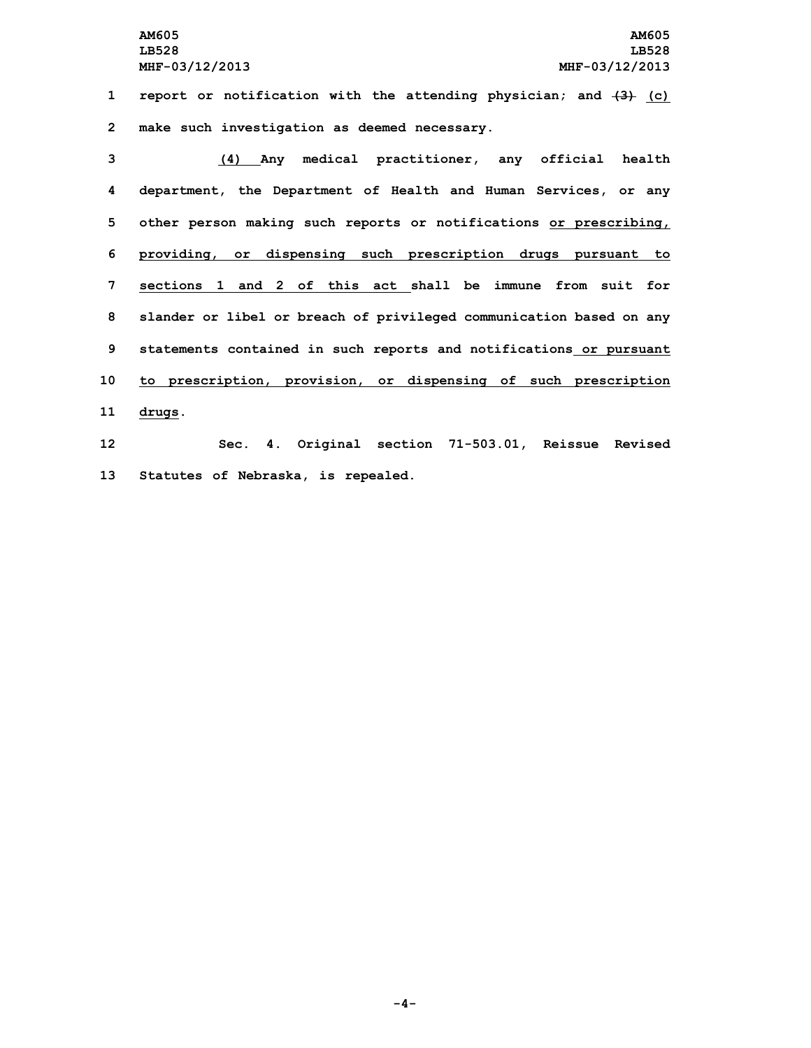report or notification with the attending physician; and ~~(3)~~ (c) make such investigation as deemed necessary.

(4) Any medical practitioner, any official health department, the Department of Health and Human Services, or any other person making such reports or notifications or prescribing, providing, or dispensing such prescription drugs pursuant to sections 1 and 2 of this act shall be immune from suit for slander or libel or breach of privileged communication based on any statements contained in such reports and notifications or pursuant to prescription, provision, or dispensing of such prescription drugs.

Sec. 4. Original section 71-503.01, Reissue Revised Statutes of Nebraska, is repealed.